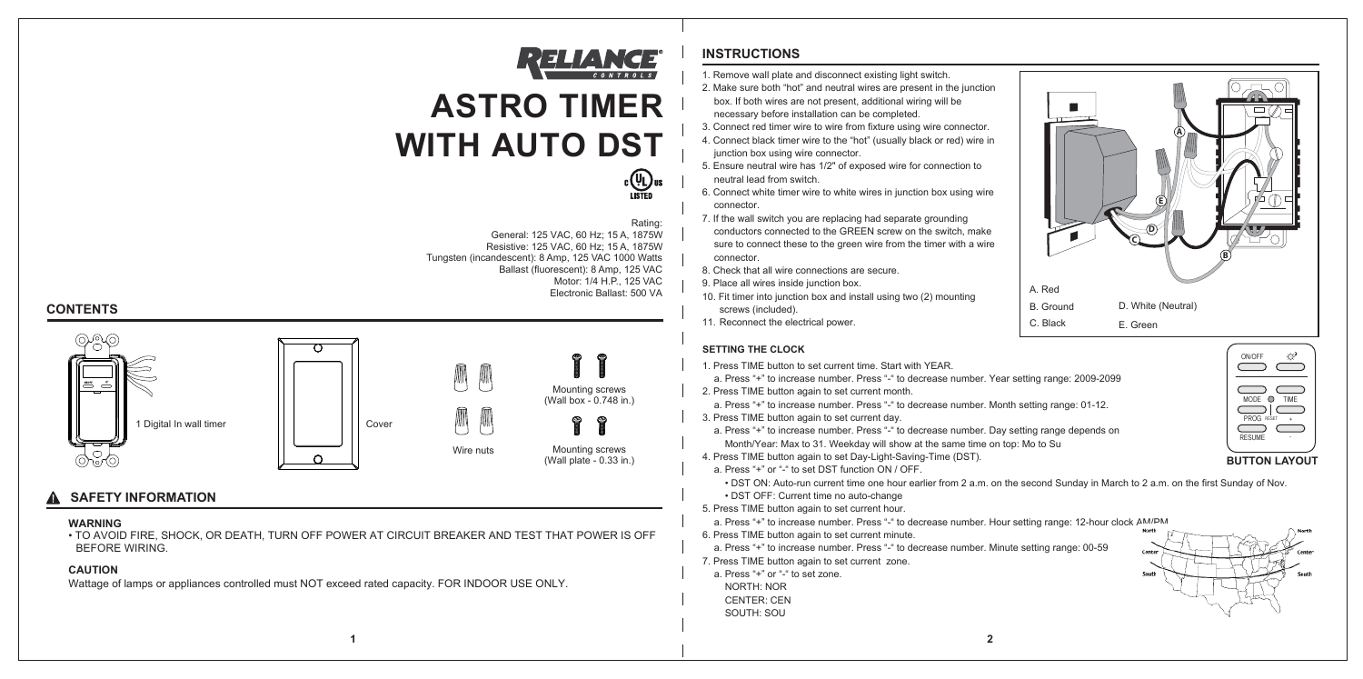# ASTRO TIMER WITH AUTO DST

Rating:
General: 125 VAC, 60 Hz; 15 A, 1875W
Resistive: 125 VAC, 60 Hz; 15 A, 1875W
Tungsten (incandescent): 8 Amp, 125 VAC 1000 Watts
Ballast (fluorescent): 8 Amp, 125 VAC
Motor: 1/4 H.P., 125 VAC
Electronic Ballast: 500 VA

## CONTENTS

1 Digital In wall timer

Cover

Wire nuts

Mounting screws (Wall box - 0.748 in.)

Mounting screws (Wall plate - 0.33 in.)

## SAFETY INFORMATION

### WARNING

- TO AVOID FIRE, SHOCK, OR DEATH, TURN OFF POWER AT CIRCUIT BREAKER AND TEST THAT POWER IS OFF BEFORE WIRING.

### CAUTION

Wattage of lamps or appliances controlled must NOT exceed rated capacity. FOR INDOOR USE ONLY.

## INSTRUCTIONS

1. Remove wall plate and disconnect existing light switch.
2. Make sure both "hot" and neutral wires are present in the junction box. If both wires are not present, additional wiring will be necessary before installation can be completed.
3. Connect red timer wire to wire from fixture using wire connector.
4. Connect black timer wire to the "hot" (usually black or red) wire in junction box using wire connector.
5. Ensure neutral wire has 1/2" of exposed wire for connection to neutral lead from switch.
6. Connect white timer wire to white wires in junction box using wire connector.
7. If the wall switch you are replacing had separate grounding conductors connected to the GREEN screw on the switch, make sure to connect these to the green wire from the timer with a wire connector.
8. Check that all wire connections are secure.
9. Place all wires inside junction box.
10. Fit timer into junction box and install using two (2) mounting screws (included).
11. Reconnect the electrical power.

A. Red
B. Ground
C. Black
D. White (Neutral)
E. Green

### SETTING THE CLOCK

1. Press TIME button to set current time. Start with YEAR.
   a. Press "+" to increase number. Press "-" to decrease number. Year setting range: 2009-2099
2. Press TIME button again to set current month.
   a. Press "+" to increase number. Press "-" to decrease number. Month setting range: 01-12.
3. Press TIME button again to set current day.
   a. Press "+" to increase number. Press "-" to decrease number. Day setting range depends on Month/Year: Max to 31. Weekday will show at the same time on top: Mo to Su
4. Press TIME button again to set Day-Light-Saving-Time (DST).
   a. Press "+" or "-" to set DST function ON / OFF.
      - DST ON: Auto-run current time one hour earlier from 2 a.m. on the second Sunday in March to 2 a.m. on the first Sunday of Nov.
      - DST OFF: Current time no auto-change
5. Press TIME button again to set current hour.
   a. Press "+" to increase number. Press "-" to decrease number. Hour setting range: 12-hour clock AM/PM
6. Press TIME button again to set current minute.
   a. Press "+" to increase number. Press "-" to decrease number. Minute setting range: 00-59
7. Press TIME button again to set current zone.
   a. Press "+" or "-" to set zone.
      NORTH: NOR
      CENTER: CEN
      SOUTH: SOU

**BUTTON LAYOUT**

ON/OFF | MODE | TIME | PROG | RESET | + | RESUME | -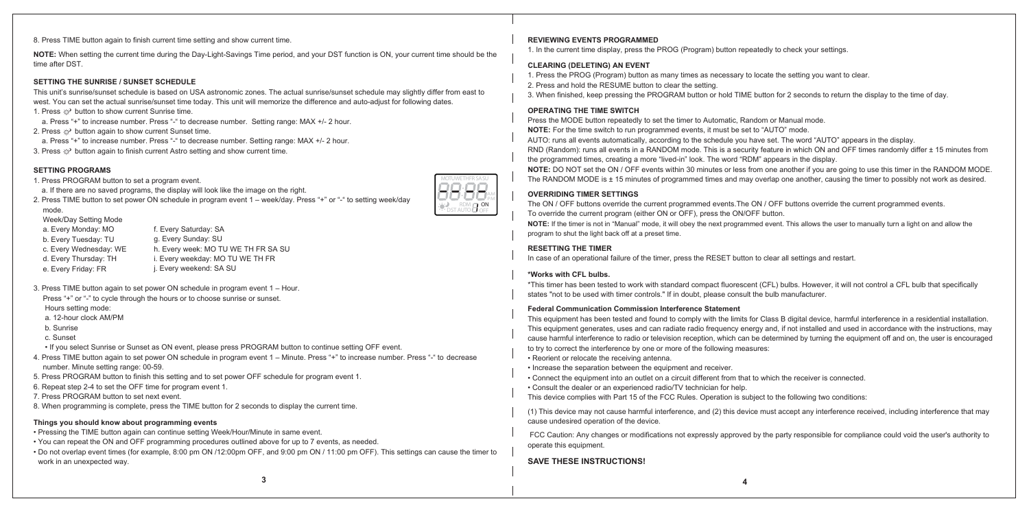8. Press TIME button again to finish current time setting and show current time.

**NOTE:** When setting the current time during the Day-Light-Savings Time period, and your DST function is ON, your current time should be the time after DST.

### SETTING THE SUNRISE / SUNSET SCHEDULE

This unit's sunrise/sunset schedule is based on USA astronomic zones. The actual sunrise/sunset schedule may slightly differ from east to west. You can set the actual sunrise/sunset time today. This unit will memorize the difference and auto-adjust for following dates.

1. Press ☼ button to show current Sunrise time.
   a. Press "+" to increase number. Press "-" to decrease number. Setting range: MAX +/- 2 hour.
2. Press ☼ button again to show current Sunset time.
   a. Press "+" to increase number. Press "-" to decrease number. Setting range: MAX +/- 2 hour.
3. Press ☼ button again to finish current Astro setting and show current time.

### SETTING PROGRAMS

1. Press PROGRAM button to set a program event.
   a. If there are no saved programs, the display will look like the image on the right.
2. Press TIME button to set power ON schedule in program event 1 – week/day. Press "+" or "-" to setting week/day mode.

   Week/Day Setting Mode
   - a. Every Monday: MO
   - b. Every Tuesday: TU
   - c. Every Wednesday: WE
   - d. Every Thursday: TH
   - e. Every Friday: FR
   - f. Every Saturday: SA
   - g. Every Sunday: SU
   - h. Every week: MO TU WE TH FR SA SU
   - i. Every weekday: MO TU WE TH FR
   - j. Every weekend: SA SU

3. Press TIME button again to set power ON schedule in program event 1 – Hour. Press "+" or "-" to cycle through the hours or to choose sunrise or sunset.
   Hours setting mode:
   - a. 12-hour clock AM/PM
   - b. Sunrise
   - c. Sunset
   - If you select Sunrise or Sunset as ON event, please press PROGRAM button to continue setting OFF event.
4. Press TIME button again to set power ON schedule in program event 1 – Minute. Press "+" to increase number. Press "-" to decrease number. Minute setting range: 00-59.
5. Press PROGRAM button to finish this setting and to set power OFF schedule for program event 1.
6. Repeat step 2-4 to set the OFF time for program event 1.
7. Press PROGRAM button to set next event.
8. When programming is complete, press the TIME button for 2 seconds to display the current time.

### Things you should know about programming events

- Pressing the TIME button again can continue setting Week/Hour/Minute in same event.
- You can repeat the ON and OFF programming procedures outlined above for up to 7 events, as needed.
- Do not overlap event times (for example, 8:00 pm ON /12:00pm OFF, and 9:00 pm ON / 11:00 pm OFF). This settings can cause the timer to work in an unexpected way.

### REVIEWING EVENTS PROGRAMMED

1. In the current time display, press the PROG (Program) button repeatedly to check your settings.

### CLEARING (DELETING) AN EVENT

1. Press the PROG (Program) button as many times as necessary to locate the setting you want to clear.
2. Press and hold the RESUME button to clear the setting.
3. When finished, keep pressing the PROGRAM button or hold TIME button for 2 seconds to return the display to the time of day.

### OPERATING THE TIME SWITCH

Press the MODE button repeatedly to set the timer to Automatic, Random or Manual mode.

**NOTE:** For the time switch to run programmed events, it must be set to "AUTO" mode.

AUTO: runs all events automatically, according to the schedule you have set. The word "AUTO" appears in the display.

RND (Random): runs all events in a RANDOM mode. This is a security feature in which ON and OFF times randomly differ ± 15 minutes from the programmed times, creating a more "lived-in" look. The word "RDM" appears in the display.

**NOTE:** DO NOT set the ON / OFF events within 30 minutes or less from one another if you are going to use this timer in the RANDOM MODE. The RANDOM MODE is ± 15 minutes of programmed times and may overlap one another, causing the timer to possibly not work as desired.

### OVERRIDING TIMER SETTINGS

The ON / OFF buttons override the current programmed events.The ON / OFF buttons override the current programmed events.
To override the current program (either ON or OFF), press the ON/OFF button.

**NOTE:** If the timer is not in "Manual" mode, it will obey the next programmed event. This allows the user to manually turn a light on and allow the program to shut the light back off at a preset time.

### RESETTING THE TIMER

In case of an operational failure of the timer, press the RESET button to clear all settings and restart.

### *Works with CFL bulbs.

*This timer has been tested to work with standard compact fluorescent (CFL) bulbs. However, it will not control a CFL bulb that specifically states "not to be used with timer controls." If in doubt, please consult the bulb manufacturer.

### Federal Communication Commission Interference Statement

This equipment has been tested and found to comply with the limits for Class B digital device, harmful interference in a residential installation. This equipment generates, uses and can radiate radio frequency energy and, if not installed and used in accordance with the instructions, may cause harmful interference to radio or television reception, which can be determined by turning the equipment off and on, the user is encouraged to try to correct the interference by one or more of the following measures:

- Reorient or relocate the receiving antenna.
- Increase the separation between the equipment and receiver.
- Connect the equipment into an outlet on a circuit different from that to which the receiver is connected.
- Consult the dealer or an experienced radio/TV technician for help.

This device complies with Part 15 of the FCC Rules. Operation is subject to the following two conditions:

(1) This device may not cause harmful interference, and (2) this device must accept any interference received, including interference that may cause undesired operation of the device.

FCC Caution: Any changes or modifications not expressly approved by the party responsible for compliance could void the user's authority to operate this equipment.

### SAVE THESE INSTRUCTIONS!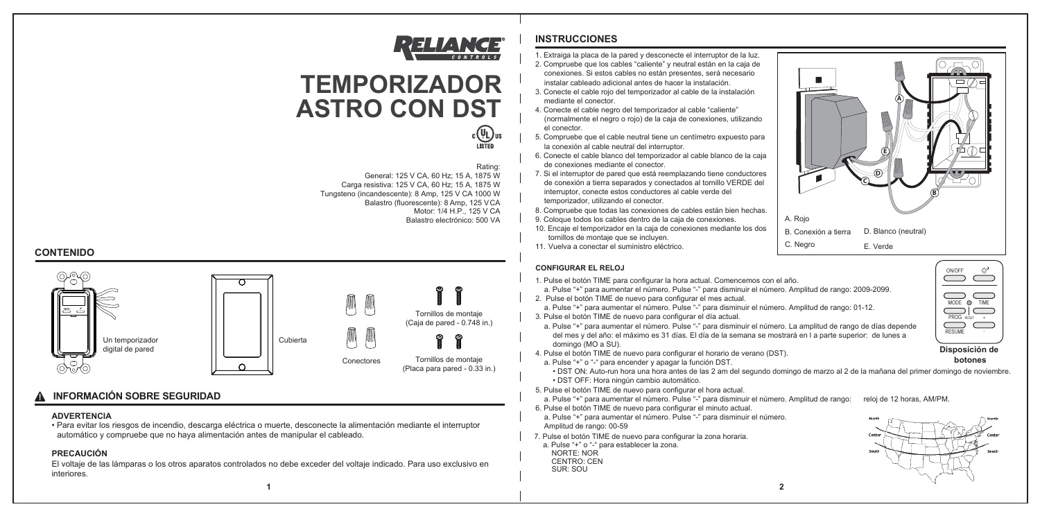# TEMPORIZADOR ASTRO CON DST

Rating:
General: 125 V CA, 60 Hz; 15 A, 1875 W
Carga resistiva: 125 V CA, 60 Hz; 15 A, 1875 W
Tungsteno (incandescente): 8 Amp, 125 V CA 1000 W
Balastro (fluorescente): 8 Amp, 125 V CA
Motor: 1/4 H.P., 125 V CA
Balastro electrónico: 500 VA

## CONTENIDO

Un temporizador digital de pared

Cubierta

Conectores

Tornillos de montaje (Caja de pared - 0.748 in.)

Tornillos de montaje (Placa para pared - 0.33 in.)

## INFORMACIÓN SOBRE SEGURIDAD

### ADVERTENCIA

- Para evitar los riesgos de incendio, descarga eléctrica o muerte, desconecte la alimentación mediante el interruptor automático y compruebe que no haya alimentación antes de manipular el cableado.

### PRECAUCIÓN

El voltaje de las lámparas o los otros aparatos controlados no debe exceder del voltaje indicado. Para uso exclusivo en interiores.

## INSTRUCCIONES

1. Extraiga la placa de la pared y desconecte el interruptor de la luz.
2. Compruebe que los cables "caliente" y neutral están en la caja de conexiones. Si estos cables no están presentes, será necesario instalar cableado adicional antes de hacer la instalación.
3. Conecte el cable rojo del temporizador al cable de la instalación mediante el conector.
4. Conecte el cable negro del temporizador al cable "caliente" (normalmente el negro o rojo) de la caja de conexiones, utilizando el conector.
5. Compruebe que el cable neutral tiene un centímetro expuesto para la conexión al cable neutral del interruptor.
6. Conecte el cable blanco del temporizador al cable blanco de la caja de conexiones mediante el conector.
7. Si el interruptor de pared que está reemplazando tiene conductores de conexión a tierra separados y conectados al tornillo VERDE del interruptor, conecte estos conductores al cable verde del temporizador, utilizando el conector.
8. Compruebe que todas las conexiones de cables están bien hechas.
9. Coloque todos los cables dentro de la caja de conexiones.
10. Encaje el temporizador en la caja de conexiones mediante los dos tornillos de montaje que se incluyen.
11. Vuelva a conectar el suministro eléctrico.

A. Rojo
B. Conexión a tierra
C. Negro
D. Blanco (neutral)
E. Verde

### CONFIGURAR EL RELOJ

1. Pulse el botón TIME para configurar la hora actual. Comencemos con el año.
   a. Pulse "+" para aumentar el número. Pulse "-" para disminuir el número. Amplitud de rango: 2009-2099.
2. Pulse el botón TIME de nuevo para configurar el mes actual.
   a. Pulse "+" para aumentar el número. Pulse "-" para disminuir el número. Amplitud de rango: 01-12.
3. Pulse el botón TIME de nuevo para configurar el día actual.
   a. Pulse "+" para aumentar el número. Pulse "-" para disminuir el número. La amplitud de rango de días depende del mes y del año: el máximo es 31 días. El día de la semana se mostrará en l a parte superior: de lunes a domingo (MO a SU).
4. Pulse el botón TIME de nuevo para configurar el horario de verano (DST).
   a. Pulse "+" o "-" para encender y apagar la función DST.
      - DST ON: Auto-run hora una hora antes de las 2 am del segundo domingo de marzo al 2 de la mañana del primer domingo de noviembre.
      - DST OFF: Hora ningún cambio automático.
5. Pulse el botón TIME de nuevo para configurar el hora actual.
   a. Pulse "+" para aumentar el número. Pulse "-" para disminuir el número. Amplitud de rango: reloj de 12 horas, AM/PM.
6. Pulse el botón TIME de nuevo para configurar el minuto actual.
   a. Pulse "+" para aumentar el número. Pulse "-" para disminuir el número. Amplitud de rango: 00-59
7. Pulse el botón TIME de nuevo para configurar la zona horaria.
   a. Pulse "+" o "-" para establecer la zona.
      NORTE: NOR
      CENTRO: CEN
      SUR: SOU

ON/OFF, MODE, TIME, PROG, RESET, +, RESUME, -

**Disposición de botones**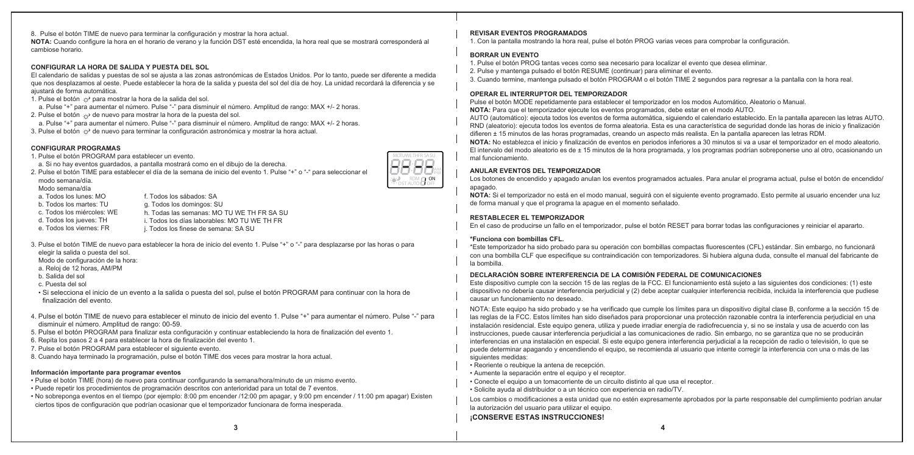8. Pulse el botón TIME de nuevo para terminar la configuración y mostrar la hora actual.

**NOTA:** Cuando configure la hora en el horario de verano y la función DST esté encendida, la hora real que se mostrará corresponderá al cambiose horario.

## CONFIGURAR LA HORA DE SALIDA Y PUESTA DEL SOL

El calendario de salidas y puestas de sol se ajusta a las zonas astronómicas de Estados Unidos. Por lo tanto, puede ser diferente a medida que nos desplazamos al oeste. Puede establecer la hora de la salida y puesta del sol del día de hoy. La unidad recordará la diferencia y se ajustará de forma automática.

1. Pulse el botón ☼ para mostrar la hora de la salida del sol.
   a. Pulse "+" para aumentar el número. Pulse "-" para disminuir el número. Amplitud de rango: MAX +/- 2 horas.
2. Pulse el botón ☼ de nuevo para mostrar la hora de la puesta del sol.
   a. Pulse "+" para aumentar el número. Pulse "-" para disminuir el número. Amplitud de rango: MAX +/- 2 horas.
3. Pulse el botón ☼ de nuevo para terminar la configuración astronómica y mostrar la hora actual.

## CONFIGURAR PROGRAMAS

1. Pulse el botón PROGRAM para establecer un evento.
   a. Si no hay eventos guardados, a pantalla mostrará como en el dibujo de la derecha.
2. Pulse el botón TIME para establecer el día de la semana de inicio del evento 1. Pulse "+" o "-" para seleccionar el modo semana/día.

   Modo semana/día
   a. Todos los lunes: MO
   b. Todos los martes: TU
   c. Todos los miércoles: WE
   d. Todos los jueves: TH
   e. Todos los viernes: FR
   f. Todos los sábados: SA
   g. Todos los domingos: SU
   h. Todas las semanas: MO TU WE TH FR SA SU
   i. Todos los días laborables: MO TU WE TH FR
   j. Todos los finese de semana: SA SU

MO TU WE TH FR SA SU
88:88
AM PM
DST AUTO RDM ON OFF

3. Pulse el botón TIME de nuevo para establecer la hora de inicio del evento 1. Pulse "+" o "-" para desplazarse por las horas o para elegir la salida o puesta del sol.

   Modo de configuración de la hora:
   a. Reloj de 12 horas, AM/PM
   b. Salida del sol
   c. Puesta del sol
   - Si selecciona el inicio de un evento a la salida o puesta del sol, pulse el botón PROGRAM para continuar con la hora de finalización del evento.
4. Pulse el botón TIME de nuevo para establecer el minuto de inicio del evento 1. Pulse "+" para aumentar el número. Pulse "-" para disminuir el número. Amplitud de rango: 00-59.
5. Pulse el botón PROGRAM para finalizar esta configuración y continuar estableciendo la hora de finalización del evento 1.
6. Repita los pasos 2 a 4 para establecer la hora de finalización del evento 1.
7. Pulse el botón PROGRAM para establecer el siguiente evento.
8. Cuando haya terminado la programación, pulse el botón TIME dos veces para mostrar la hora actual.

### Información importante para programar eventos

- Pulse el botón TIME (hora) de nuevo para continuar configurando la semana/hora/minuto de un mismo evento.
- Puede repetir los procedimientos de programación descritos con anterioridad para un total de 7 eventos.
- No sobreponga eventos en el tiempo (por ejemplo: 8:00 pm encender /12:00 pm apagar, y 9:00 pm encender / 11:00 pm apagar) Existen ciertos tipos de configuración que podrían ocasionar que el temporizador funcionara de forma inesperada.

## REVISAR EVENTOS PROGRAMADOS

1. Con la pantalla mostrando la hora real, pulse el botón PROG varias veces para comprobar la configuración.

## BORRAR UN EVENTO

1. Pulse el botón PROG tantas veces como sea necesario para localizar el evento que desea eliminar.
2. Pulse y mantenga pulsado el botón RESUME (continuar) para eliminar el evento.
3. Cuando termine, mantenga pulsado el botón PROGRAM o el botón TIME 2 segundos para regresar a la pantalla con la hora real.

## OPERAR EL INTERRUPTOR DEL TEMPORIZADOR

Pulse el botón MODE repetidamente para establecer el temporizador en los modos Automático, Aleatorio o Manual.

**NOTA:** Para que el temporizador ejecute los eventos programados, debe estar en el modo AUTO.

AUTO (automático): ejecuta todos los eventos de forma automática, siguiendo el calendario establecido. En la pantalla aparecen las letras AUTO.

RND (aleatorio): ejecuta todos los eventos de forma aleatoria. Esta es una característica de seguridad donde las horas de inicio y finalización difieren ± 15 minutos de las horas programadas, creando un aspecto más realista. En la pantalla aparecen las letras RDM.

**NOTA:** No establezca el inicio y finalización de eventos en periodos inferiores a 30 minutos si va a usar el temporizador en el modo aleatorio. El intervalo del modo aleatorio es de ± 15 minutos de la hora programada, y los programas podrían sobreponerse uno al otro, ocasionando un mal funcionamiento.

## ANULAR EVENTOS DEL TEMPORIZADOR

Los botones de encendido y apagado anulan los eventos programados actuales. Para anular el programa actual, pulse el botón de encendido/apagado.

**NOTA:** Si el temporizador no está en el modo manual, seguirá con el siguiente evento programado. Esto permite al usuario encender una luz de forma manual y que el programa la apague en el momento señalado.

## RESTABLECER EL TEMPORIZADOR

En el caso de producirse un fallo en el temporizador, pulse el botón RESET para borrar todas las configuraciones y reiniciar el apararto.

## *Funciona con bombillas CFL.

*Este temporizador ha sido probado para su operación con bombillas compactas fluorescentes (CFL) estándar. Sin embargo, no funcionará con una bombilla CLF que especifique su contraindicación con temporizadores. Si hubiera alguna duda, consulte el manual del fabricante de la bombilla.

## DECLARACIÓN SOBRE INTERFERENCIA DE LA COMISIÓN FEDERAL DE COMUNICACIONES

Este dispositivo cumple con la sección 15 de las reglas de la FCC. El funcionamiento está sujeto a las siguientes dos condiciones: (1) este dispositivo no debería causar interferencia perjudicial y (2) debe aceptar cualquier interferencia recibida, incluida la interferencia que pudiese causar un funcionamiento no deseado.

NOTA: Este equipo ha sido probado y se ha verificado que cumple los límites para un dispositivo digital clase B, conforme a la sección 15 de las reglas de la FCC. Estos límites han sido diseñados para proporcionar una protección razonable contra la interferencia perjudicial en una instalación residencial. Este equipo genera, utiliza y puede irradiar energía de radiofrecuencia y, si no se instala y usa de acuerdo con las instrucciones, puede causar interferencia perjudicial a las comunicaciones de radio. Sin embargo, no se garantiza que no se producirán interferencias en una instalación en especial. Si este equipo genera interferencia perjudicial a la recepción de radio o televisión, lo que se puede determinar apagando y encendiendo el equipo, se recomienda al usuario que intente corregir la interferencia con una o más de las siguientes medidas:

- Reoriente o reubique la antena de recepción.
- Aumente la separación entre el equipo y el receptor.
- Conecte el equipo a un tomacorriente de un circuito distinto al que usa el receptor.
- Solicite ayuda al distribuidor o a un técnico con experiencia en radio/TV.

Los cambios o modificaciones a esta unidad que no estén expresamente aprobados por la parte responsable del cumplimiento podrían anular la autorización del usuario para utilizar el equipo.

**¡CONSERVE ESTAS INSTRUCCIONES!**